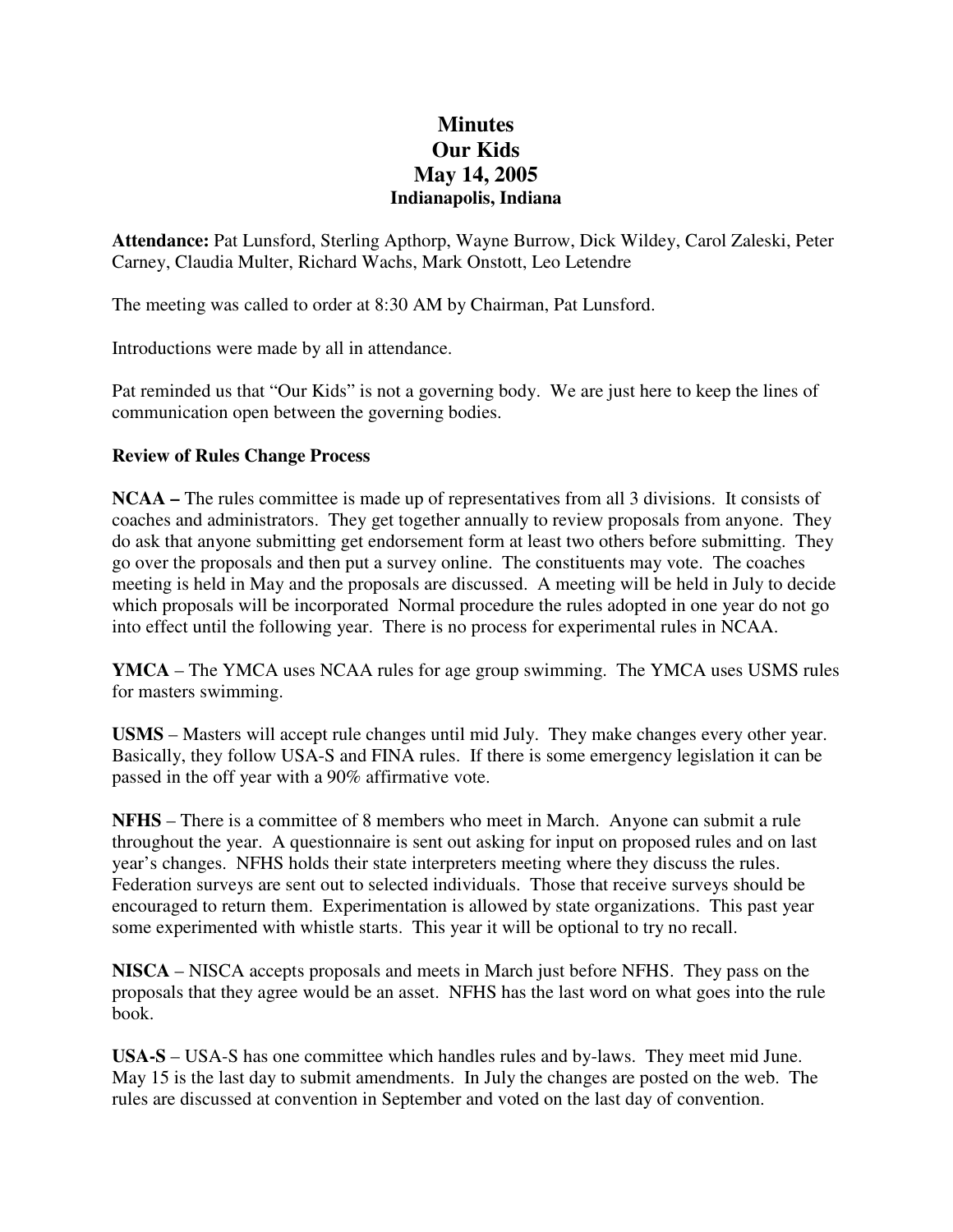# Minutes
# Our Kids
# May 14, 2005
### Indianapolis, Indiana

**Attendance:** Pat Lunsford, Sterling Apthorp, Wayne Burrow, Dick Wildey, Carol Zaleski, Peter Carney, Claudia Multer, Richard Wachs, Mark Onstott, Leo Letendre

The meeting was called to order at 8:30 AM by Chairman, Pat Lunsford.

Introductions were made by all in attendance.

Pat reminded us that "Our Kids" is not a governing body. We are just here to keep the lines of communication open between the governing bodies.

**Review of Rules Change Process**

**NCAA –** The rules committee is made up of representatives from all 3 divisions. It consists of coaches and administrators. They get together annually to review proposals from anyone. They do ask that anyone submitting get endorsement form at least two others before submitting. They go over the proposals and then put a survey online. The constituents may vote. The coaches meeting is held in May and the proposals are discussed. A meeting will be held in July to decide which proposals will be incorporated Normal procedure the rules adopted in one year do not go into effect until the following year. There is no process for experimental rules in NCAA.

**YMCA** – The YMCA uses NCAA rules for age group swimming. The YMCA uses USMS rules for masters swimming.

**USMS** – Masters will accept rule changes until mid July. They make changes every other year. Basically, they follow USA-S and FINA rules. If there is some emergency legislation it can be passed in the off year with a 90% affirmative vote.

**NFHS** – There is a committee of 8 members who meet in March. Anyone can submit a rule throughout the year. A questionnaire is sent out asking for input on proposed rules and on last year's changes. NFHS holds their state interpreters meeting where they discuss the rules. Federation surveys are sent out to selected individuals. Those that receive surveys should be encouraged to return them. Experimentation is allowed by state organizations. This past year some experimented with whistle starts. This year it will be optional to try no recall.

**NISCA** – NISCA accepts proposals and meets in March just before NFHS. They pass on the proposals that they agree would be an asset. NFHS has the last word on what goes into the rule book.

**USA-S** – USA-S has one committee which handles rules and by-laws. They meet mid June. May 15 is the last day to submit amendments. In July the changes are posted on the web. The rules are discussed at convention in September and voted on the last day of convention.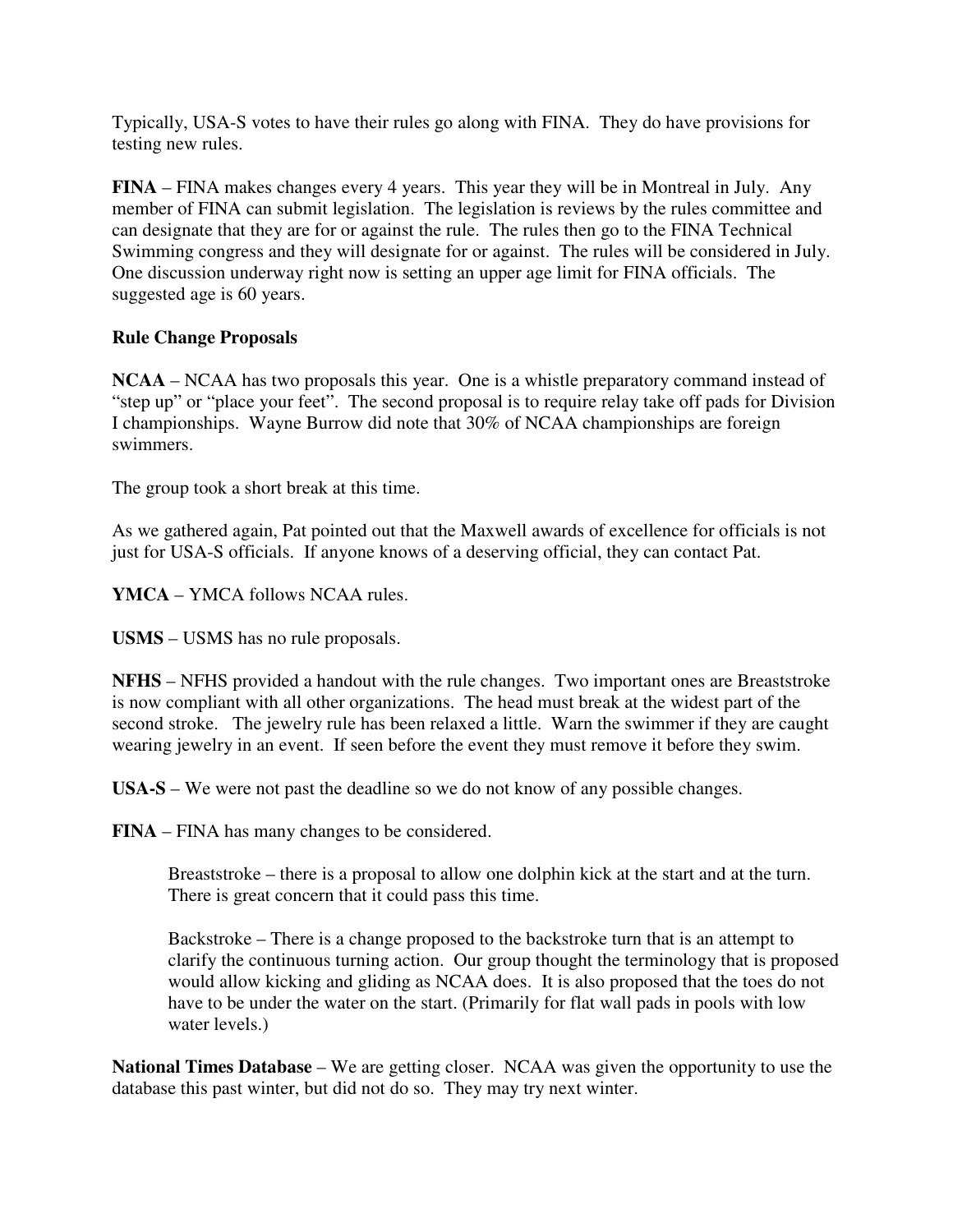Typically, USA-S votes to have their rules go along with FINA. They do have provisions for testing new rules.

**FINA** – FINA makes changes every 4 years. This year they will be in Montreal in July. Any member of FINA can submit legislation. The legislation is reviews by the rules committee and can designate that they are for or against the rule. The rules then go to the FINA Technical Swimming congress and they will designate for or against. The rules will be considered in July. One discussion underway right now is setting an upper age limit for FINA officials. The suggested age is 60 years.

**Rule Change Proposals**

**NCAA** – NCAA has two proposals this year. One is a whistle preparatory command instead of "step up" or "place your feet". The second proposal is to require relay take off pads for Division I championships. Wayne Burrow did note that 30% of NCAA championships are foreign swimmers.

The group took a short break at this time.

As we gathered again, Pat pointed out that the Maxwell awards of excellence for officials is not just for USA-S officials. If anyone knows of a deserving official, they can contact Pat.

**YMCA** – YMCA follows NCAA rules.

**USMS** – USMS has no rule proposals.

**NFHS** – NFHS provided a handout with the rule changes. Two important ones are Breaststroke is now compliant with all other organizations. The head must break at the widest part of the second stroke. The jewelry rule has been relaxed a little. Warn the swimmer if they are caught wearing jewelry in an event. If seen before the event they must remove it before they swim.

**USA-S** – We were not past the deadline so we do not know of any possible changes.

**FINA** – FINA has many changes to be considered.

> Breaststroke – there is a proposal to allow one dolphin kick at the start and at the turn. There is great concern that it could pass this time.
>
> Backstroke – There is a change proposed to the backstroke turn that is an attempt to clarify the continuous turning action. Our group thought the terminology that is proposed would allow kicking and gliding as NCAA does. It is also proposed that the toes do not have to be under the water on the start. (Primarily for flat wall pads in pools with low water levels.)

**National Times Database** – We are getting closer. NCAA was given the opportunity to use the database this past winter, but did not do so. They may try next winter.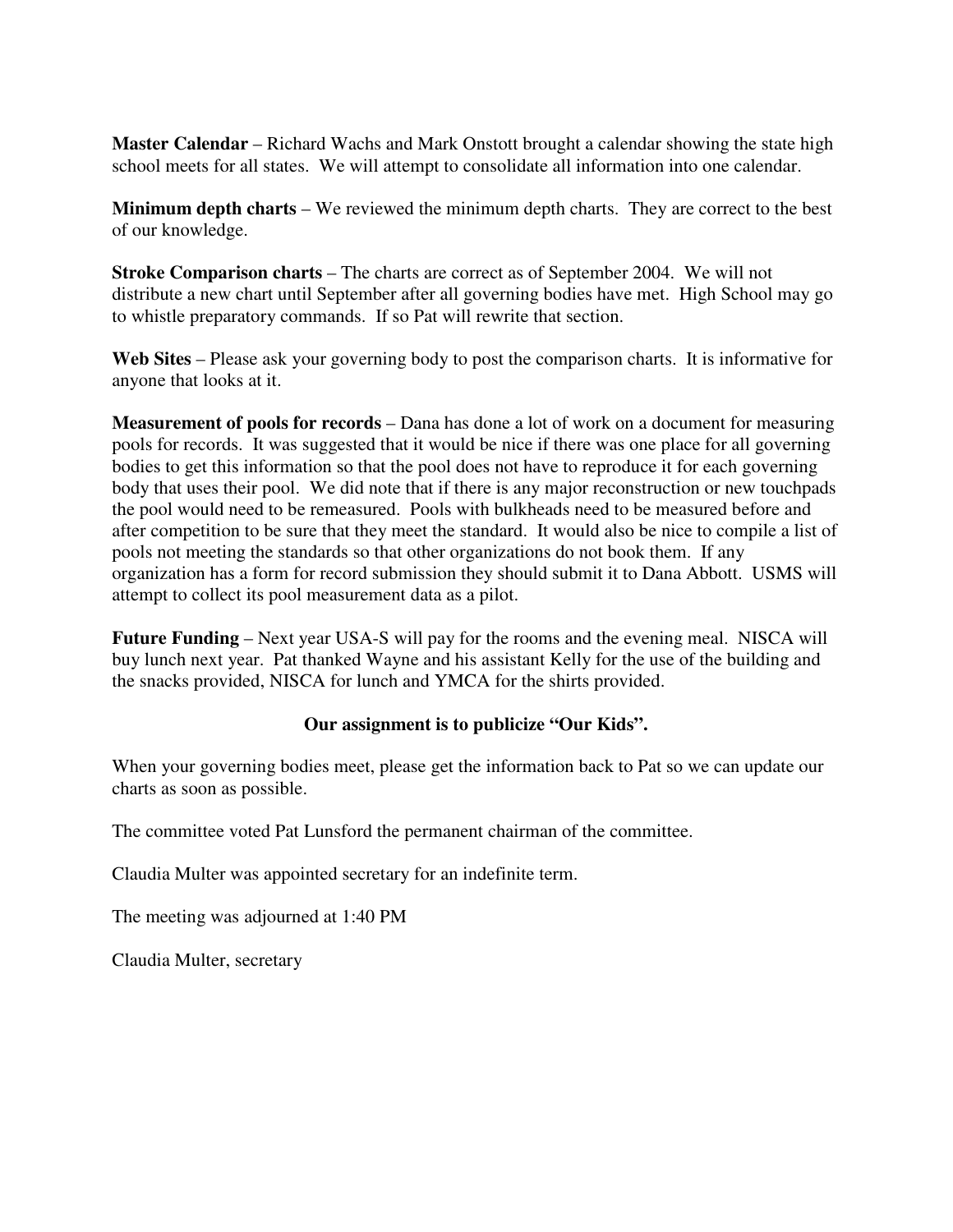**Master Calendar** – Richard Wachs and Mark Onstott brought a calendar showing the state high school meets for all states. We will attempt to consolidate all information into one calendar.

**Minimum depth charts** – We reviewed the minimum depth charts. They are correct to the best of our knowledge.

**Stroke Comparison charts** – The charts are correct as of September 2004. We will not distribute a new chart until September after all governing bodies have met. High School may go to whistle preparatory commands. If so Pat will rewrite that section.

**Web Sites** – Please ask your governing body to post the comparison charts. It is informative for anyone that looks at it.

**Measurement of pools for records** – Dana has done a lot of work on a document for measuring pools for records. It was suggested that it would be nice if there was one place for all governing bodies to get this information so that the pool does not have to reproduce it for each governing body that uses their pool. We did note that if there is any major reconstruction or new touchpads the pool would need to be remeasured. Pools with bulkheads need to be measured before and after competition to be sure that they meet the standard. It would also be nice to compile a list of pools not meeting the standards so that other organizations do not book them. If any organization has a form for record submission they should submit it to Dana Abbott. USMS will attempt to collect its pool measurement data as a pilot.

**Future Funding** – Next year USA-S will pay for the rooms and the evening meal. NISCA will buy lunch next year. Pat thanked Wayne and his assistant Kelly for the use of the building and the snacks provided, NISCA for lunch and YMCA for the shirts provided.

**Our assignment is to publicize "Our Kids".**

When your governing bodies meet, please get the information back to Pat so we can update our charts as soon as possible.

The committee voted Pat Lunsford the permanent chairman of the committee.

Claudia Multer was appointed secretary for an indefinite term.

The meeting was adjourned at 1:40 PM

Claudia Multer, secretary